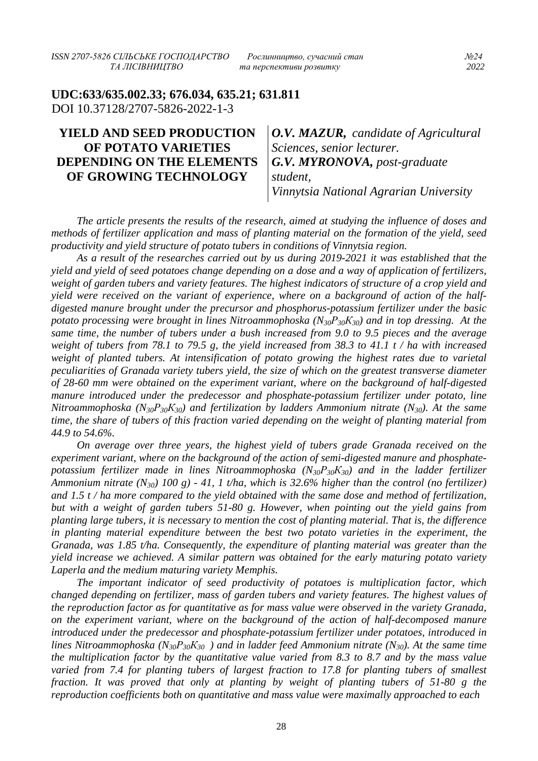**UDC:633/635.002.33; 676.034, 635.21; 631.811**
DOI 10.37128/2707-5826-2022-1-3

# YIELD AND SEED PRODUCTION OF POTATO VARIETIES DEPENDING ON THE ELEMENTS OF GROWING TECHNOLOGY

***O.V. MAZUR,*** *candidate of Agricultural Sciences, senior lecturer.*
***G.V. MYRONOVA,*** *post-graduate student,*
*Vinnytsia National Agrarian University*

*The article presents the results of the research, aimed at studying the influence of doses and methods of fertilizer application and mass of planting material on the formation of the yield, seed productivity and yield structure of potato tubers in conditions of Vinnytsia region.*

*As a result of the researches carried out by us during 2019-2021 it was established that the yield and yield of seed potatoes change depending on a dose and a way of application of fertilizers, weight of garden tubers and variety features. The highest indicators of structure of a crop yield and yield were received on the variant of experience, where on a background of action of the half-digested manure brought under the precursor and phosphorus-potassium fertilizer under the basic potato processing were brought in lines Nitroammophoska ($N_{30}P_{30}K_{30}$) and in top dressing. At the same time, the number of tubers under a bush increased from 9.0 to 9.5 pieces and the average weight of tubers from 78.1 to 79.5 g, the yield increased from 38.3 to 41.1 t / ha with increased weight of planted tubers. At intensification of potato growing the highest rates due to varietal peculiarities of Granada variety tubers yield, the size of which on the greatest transverse diameter of 28-60 mm were obtained on the experiment variant, where on the background of half-digested manure introduced under the predecessor and phosphate-potassium fertilizer under potato, line Nitroammophoska ($N_{30}P_{30}K_{30}$) and fertilization by ladders Ammonium nitrate ($N_{30}$). At the same time, the share of tubers of this fraction varied depending on the weight of planting material from 44.9 to 54.6%.*

*On average over three years, the highest yield of tubers grade Granada received on the experiment variant, where on the background of the action of semi-digested manure and phosphate-potassium fertilizer made in lines Nitroammophoska ($N_{30}P_{30}K_{30}$) and in the ladder fertilizer Ammonium nitrate ($N_{30}$) 100 g) - 41, 1 t/ha, which is 32.6% higher than the control (no fertilizer) and 1.5 t / ha more compared to the yield obtained with the same dose and method of fertilization, but with a weight of garden tubers 51-80 g. However, when pointing out the yield gains from planting large tubers, it is necessary to mention the cost of planting material. That is, the difference in planting material expenditure between the best two potato varieties in the experiment, the Granada, was 1.85 t/ha. Consequently, the expenditure of planting material was greater than the yield increase we achieved. A similar pattern was obtained for the early maturing potato variety Laperla and the medium maturing variety Memphis.*

*The important indicator of seed productivity of potatoes is multiplication factor, which changed depending on fertilizer, mass of garden tubers and variety features. The highest values of the reproduction factor as for quantitative as for mass value were observed in the variety Granada, on the experiment variant, where on the background of the action of half-decomposed manure introduced under the predecessor and phosphate-potassium fertilizer under potatoes, introduced in lines Nitroammophoska ($N_{30}P_{30}K_{30}$ ) and in ladder feed Ammonium nitrate ($N_{30}$). At the same time the multiplication factor by the quantitative value varied from 8.3 to 8.7 and by the mass value varied from 7.4 for planting tubers of largest fraction to 17.8 for planting tubers of smallest fraction. It was proved that only at planting by weight of planting tubers of 51-80 g the reproduction coefficients both on quantitative and mass value were maximally approached to each*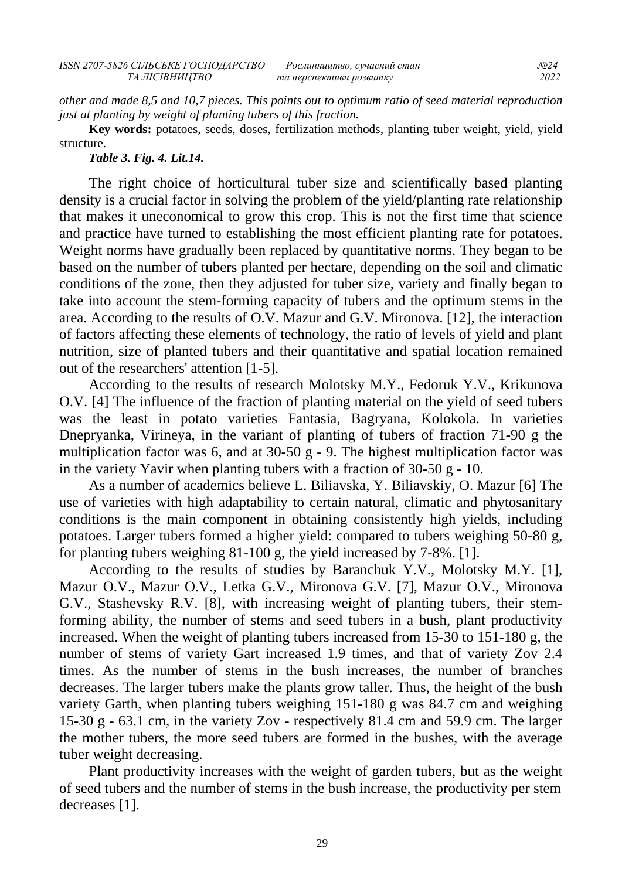*other and made 8,5 and 10,7 pieces. This points out to optimum ratio of seed material reproduction just at planting by weight of planting tubers of this fraction.*

**Key words:** potatoes, seeds, doses, fertilization methods, planting tuber weight, yield, yield structure.

***Table 3. Fig. 4. Lit.14.***

The right choice of horticultural tuber size and scientifically based planting density is a crucial factor in solving the problem of the yield/planting rate relationship that makes it uneconomical to grow this crop. This is not the first time that science and practice have turned to establishing the most efficient planting rate for potatoes. Weight norms have gradually been replaced by quantitative norms. They began to be based on the number of tubers planted per hectare, depending on the soil and climatic conditions of the zone, then they adjusted for tuber size, variety and finally began to take into account the stem-forming capacity of tubers and the optimum stems in the area. According to the results of O.V. Mazur and G.V. Mironova. [12], the interaction of factors affecting these elements of technology, the ratio of levels of yield and plant nutrition, size of planted tubers and their quantitative and spatial location remained out of the researchers' attention [1-5].

According to the results of research Molotsky M.Y., Fedoruk Y.V., Krikunova O.V. [4] The influence of the fraction of planting material on the yield of seed tubers was the least in potato varieties Fantasia, Bagryana, Kolokola. In varieties Dnepryanka, Virineya, in the variant of planting of tubers of fraction 71-90 g the multiplication factor was 6, and at 30-50 g - 9. The highest multiplication factor was in the variety Yavir when planting tubers with a fraction of 30-50 g - 10.

As a number of academics believe L. Biliavska, Y. Biliavskiy, O. Mazur [6] The use of varieties with high adaptability to certain natural, climatic and phytosanitary conditions is the main component in obtaining consistently high yields, including potatoes. Larger tubers formed a higher yield: compared to tubers weighing 50-80 g, for planting tubers weighing 81-100 g, the yield increased by 7-8%. [1].

According to the results of studies by Baranchuk Y.V., Molotsky M.Y. [1], Mazur O.V., Mazur O.V., Letka G.V., Mironova G.V. [7], Mazur O.V., Mironova G.V., Stashevsky R.V. [8], with increasing weight of planting tubers, their stem-forming ability, the number of stems and seed tubers in a bush, plant productivity increased. When the weight of planting tubers increased from 15-30 to 151-180 g, the number of stems of variety Gart increased 1.9 times, and that of variety Zov 2.4 times. As the number of stems in the bush increases, the number of branches decreases. The larger tubers make the plants grow taller. Thus, the height of the bush variety Garth, when planting tubers weighing 151-180 g was 84.7 cm and weighing 15-30 g - 63.1 cm, in the variety Zov - respectively 81.4 cm and 59.9 cm. The larger the mother tubers, the more seed tubers are formed in the bushes, with the average tuber weight decreasing.

Plant productivity increases with the weight of garden tubers, but as the weight of seed tubers and the number of stems in the bush increase, the productivity per stem decreases [1].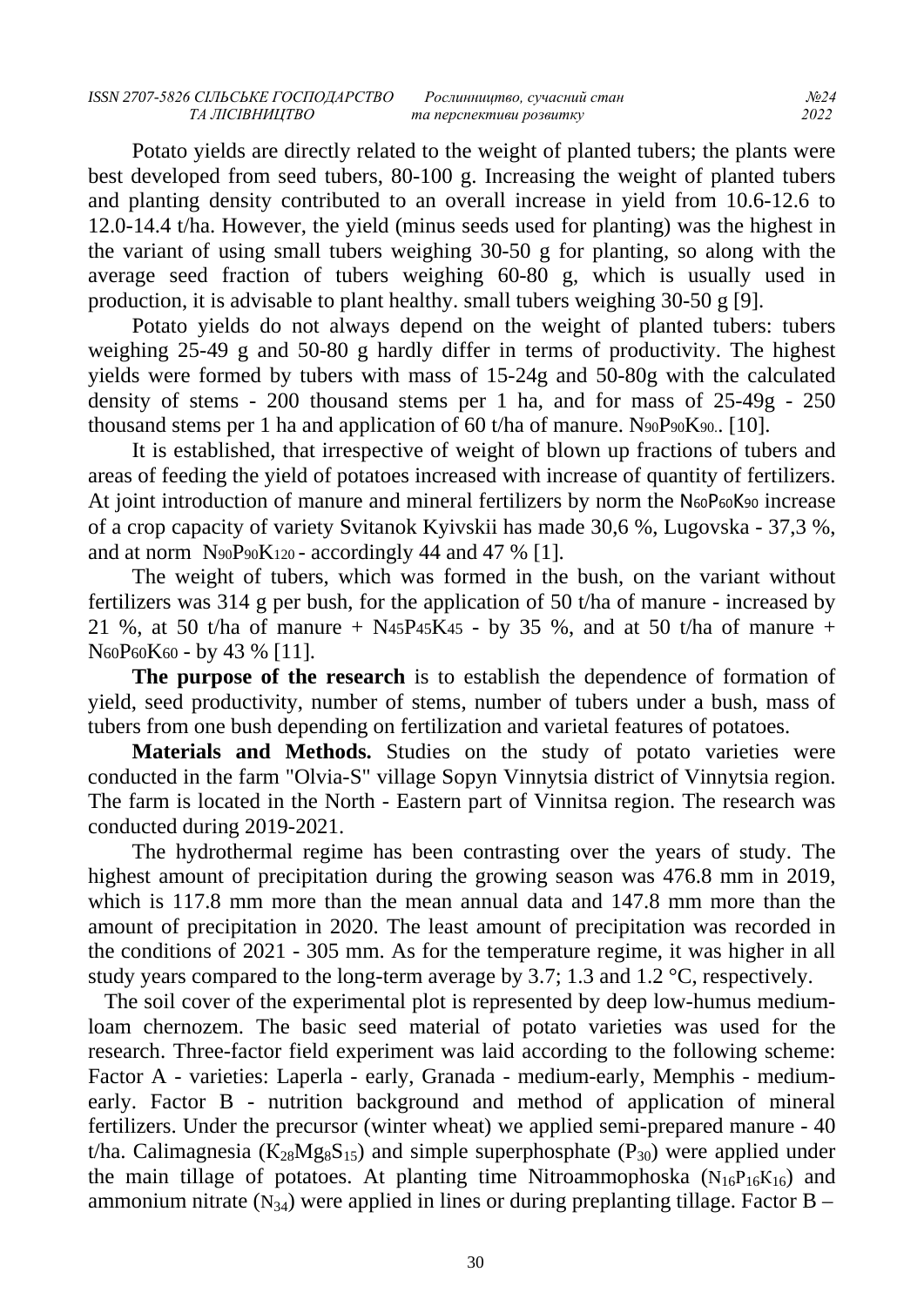Potato yields are directly related to the weight of planted tubers; the plants were best developed from seed tubers, 80-100 g. Increasing the weight of planted tubers and planting density contributed to an overall increase in yield from 10.6-12.6 to 12.0-14.4 t/ha. However, the yield (minus seeds used for planting) was the highest in the variant of using small tubers weighing 30-50 g for planting, so along with the average seed fraction of tubers weighing 60-80 g, which is usually used in production, it is advisable to plant healthy. small tubers weighing 30-50 g [9].

Potato yields do not always depend on the weight of planted tubers: tubers weighing 25-49 g and 50-80 g hardly differ in terms of productivity. The highest yields were formed by tubers with mass of 15-24g and 50-80g with the calculated density of stems - 200 thousand stems per 1 ha, and for mass of 25-49g - 250 thousand stems per 1 ha and application of 60 t/ha of manure. $N_{90}P_{90}K_{90}$.. [10].

It is established, that irrespective of weight of blown up fractions of tubers and areas of feeding the yield of potatoes increased with increase of quantity of fertilizers. At joint introduction of manure and mineral fertilizers by norm the $N_{60}P_{60}K_{90}$ increase of a crop capacity of variety Svitanok Kyivskii has made 30,6 %, Lugovska - 37,3 %, and at norm $N_{90}P_{90}K_{120}$ - accordingly 44 and 47 % [1].

The weight of tubers, which was formed in the bush, on the variant without fertilizers was 314 g per bush, for the application of 50 t/ha of manure - increased by 21 %, at 50 t/ha of manure + $N_{45}P_{45}K_{45}$ - by 35 %, and at 50 t/ha of manure + $N_{60}P_{60}K_{60}$ - by 43 % [11].

**The purpose of the research** is to establish the dependence of formation of yield, seed productivity, number of stems, number of tubers under a bush, mass of tubers from one bush depending on fertilization and varietal features of potatoes.

**Materials and Methods.** Studies on the study of potato varieties were conducted in the farm "Olvia-S" village Sopyn Vinnytsia district of Vinnytsia region. The farm is located in the North - Eastern part of Vinnitsa region. The research was conducted during 2019-2021.

The hydrothermal regime has been contrasting over the years of study. The highest amount of precipitation during the growing season was 476.8 mm in 2019, which is 117.8 mm more than the mean annual data and 147.8 mm more than the amount of precipitation in 2020. The least amount of precipitation was recorded in the conditions of 2021 - 305 mm. As for the temperature regime, it was higher in all study years compared to the long-term average by 3.7; 1.3 and 1.2 °C, respectively.

The soil cover of the experimental plot is represented by deep low-humus medium-loam chernozem. The basic seed material of potato varieties was used for the research. Three-factor field experiment was laid according to the following scheme: Factor A - varieties: Laperla - early, Granada - medium-early, Memphis - medium-early. Factor B - nutrition background and method of application of mineral fertilizers. Under the precursor (winter wheat) we applied semi-prepared manure - 40 t/ha. Calimagnesia ($K_{28}Mg_8S_{15}$) and simple superphosphate ($P_{30}$) were applied under the main tillage of potatoes. At planting time Nitroammophoska ($N_{16}P_{16}K_{16}$) and ammonium nitrate ($N_{34}$) were applied in lines or during preplanting tillage. Factor B –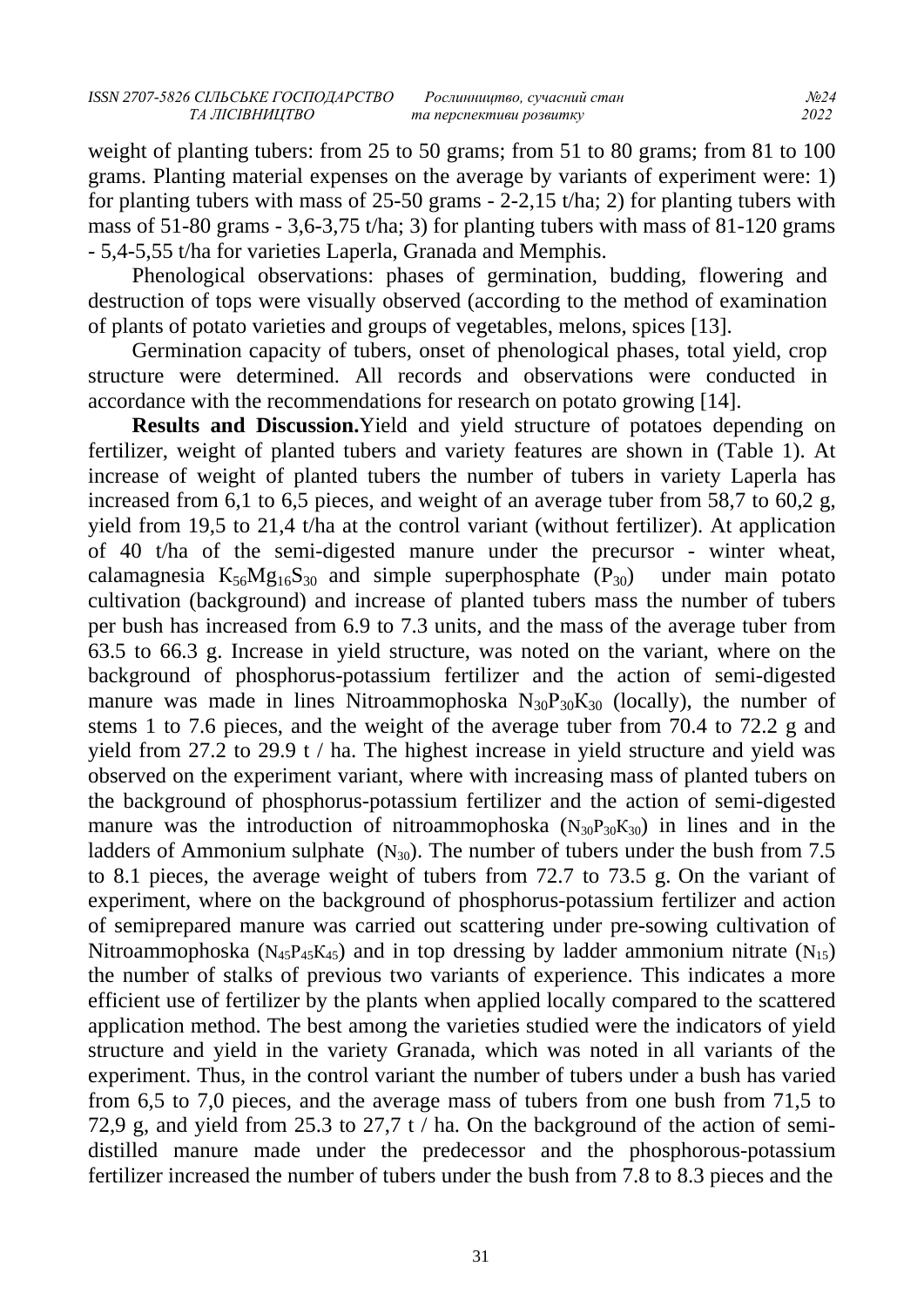weight of planting tubers: from 25 to 50 grams; from 51 to 80 grams; from 81 to 100 grams. Planting material expenses on the average by variants of experiment were: 1) for planting tubers with mass of 25-50 grams - 2-2,15 t/ha; 2) for planting tubers with mass of 51-80 grams - 3,6-3,75 t/ha; 3) for planting tubers with mass of 81-120 grams - 5,4-5,55 t/ha for varieties Laperla, Granada and Memphis.

Phenological observations: phases of germination, budding, flowering and destruction of tops were visually observed (according to the method of examination of plants of potato varieties and groups of vegetables, melons, spices [13].

Germination capacity of tubers, onset of phenological phases, total yield, crop structure were determined. All records and observations were conducted in accordance with the recommendations for research on potato growing [14].

**Results and Discussion.** Yield and yield structure of potatoes depending on fertilizer, weight of planted tubers and variety features are shown in (Table 1). At increase of weight of planted tubers the number of tubers in variety Laperla has increased from 6,1 to 6,5 pieces, and weight of an average tuber from 58,7 to 60,2 g, yield from 19,5 to 21,4 t/ha at the control variant (without fertilizer). At application of 40 t/ha of the semi-digested manure under the precursor - winter wheat, calamagnesia $K_{56}Mg_{16}S_{30}$ and simple superphosphate ($P_{30}$) under main potato cultivation (background) and increase of planted tubers mass the number of tubers per bush has increased from 6.9 to 7.3 units, and the mass of the average tuber from 63.5 to 66.3 g. Increase in yield structure, was noted on the variant, where on the background of phosphorus-potassium fertilizer and the action of semi-digested manure was made in lines Nitroammophoska $N_{30}P_{30}K_{30}$ (locally), the number of stems 1 to 7.6 pieces, and the weight of the average tuber from 70.4 to 72.2 g and yield from 27.2 to 29.9 t / ha. The highest increase in yield structure and yield was observed on the experiment variant, where with increasing mass of planted tubers on the background of phosphorus-potassium fertilizer and the action of semi-digested manure was the introduction of nitroammophoska ($N_{30}P_{30}K_{30}$) in lines and in the ladders of Ammonium sulphate ($N_{30}$). The number of tubers under the bush from 7.5 to 8.1 pieces, the average weight of tubers from 72.7 to 73.5 g. On the variant of experiment, where on the background of phosphorus-potassium fertilizer and action of semiprepared manure was carried out scattering under pre-sowing cultivation of Nitroammophoska ($N_{45}P_{45}K_{45}$) and in top dressing by ladder ammonium nitrate ($N_{15}$) the number of stalks of previous two variants of experience. This indicates a more efficient use of fertilizer by the plants when applied locally compared to the scattered application method. The best among the varieties studied were the indicators of yield structure and yield in the variety Granada, which was noted in all variants of the experiment. Thus, in the control variant the number of tubers under a bush has varied from 6,5 to 7,0 pieces, and the average mass of tubers from one bush from 71,5 to 72,9 g, and yield from 25.3 to 27,7 t / ha. On the background of the action of semi-distilled manure made under the predecessor and the phosphorous-potassium fertilizer increased the number of tubers under the bush from 7.8 to 8.3 pieces and the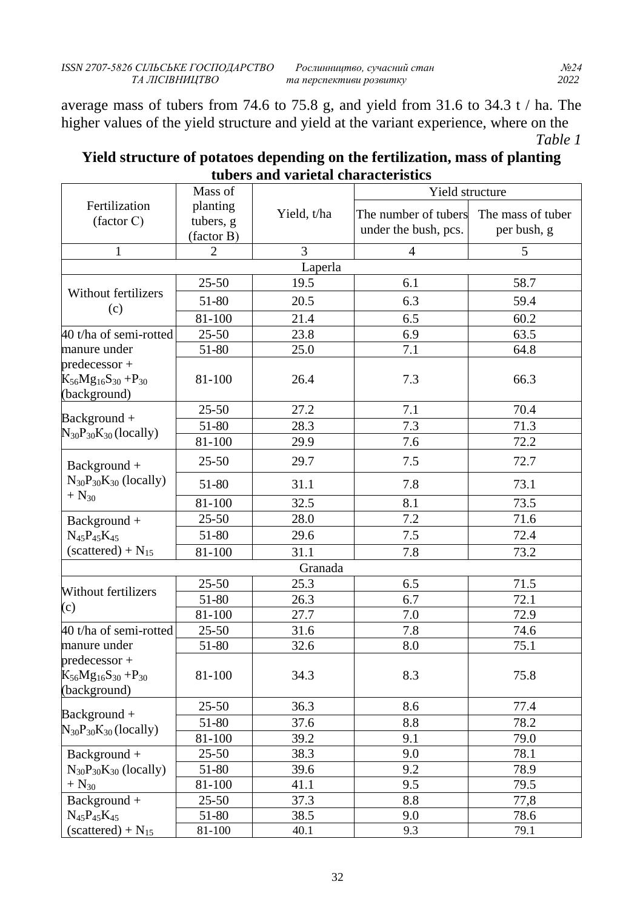average mass of tubers from 74.6 to 75.8 g, and yield from 31.6 to 34.3 t / ha. The higher values of the yield structure and yield at the variant experience, where on the

*Table 1*

**Yield structure of potatoes depending on the fertilization, mass of planting tubers and varietal characteristics**

| Fertilization (factor C) | Mass of planting tubers, g (factor B) | Yield, t/ha | Yield structure | |
|---|---|---|---|---|
| | | | The number of tubers under the bush, pcs. | The mass of tuber per bush, g |
| 1 | 2 | 3 | 4 | 5 |
| Laperla | | | | |
| Without fertilizers (c) | 25-50 | 19.5 | 6.1 | 58.7 |
| | 51-80 | 20.5 | 6.3 | 59.4 |
| | 81-100 | 21.4 | 6.5 | 60.2 |
| 40 t/ha of semi-rotted manure under predecessor + $K_{56}Mg_{16}S_{30}$ +$P_{30}$ (background) | 25-50 | 23.8 | 6.9 | 63.5 |
| | 51-80 | 25.0 | 7.1 | 64.8 |
| | 81-100 | 26.4 | 7.3 | 66.3 |
| Background + $N_{30}P_{30}K_{30}$ (locally) | 25-50 | 27.2 | 7.1 | 70.4 |
| | 51-80 | 28.3 | 7.3 | 71.3 |
| | 81-100 | 29.9 | 7.6 | 72.2 |
| Background + $N_{30}P_{30}K_{30}$ (locally) + $N_{30}$ | 25-50 | 29.7 | 7.5 | 72.7 |
| | 51-80 | 31.1 | 7.8 | 73.1 |
| | 81-100 | 32.5 | 8.1 | 73.5 |
| Background + $N_{45}P_{45}K_{45}$ (scattered) + $N_{15}$ | 25-50 | 28.0 | 7.2 | 71.6 |
| | 51-80 | 29.6 | 7.5 | 72.4 |
| | 81-100 | 31.1 | 7.8 | 73.2 |
| Granada | | | | |
| Without fertilizers (c) | 25-50 | 25.3 | 6.5 | 71.5 |
| | 51-80 | 26.3 | 6.7 | 72.1 |
| | 81-100 | 27.7 | 7.0 | 72.9 |
| 40 t/ha of semi-rotted manure under predecessor + $K_{56}Mg_{16}S_{30}$ +$P_{30}$ (background) | 25-50 | 31.6 | 7.8 | 74.6 |
| | 51-80 | 32.6 | 8.0 | 75.1 |
| | 81-100 | 34.3 | 8.3 | 75.8 |
| Background + $N_{30}P_{30}K_{30}$ (locally) | 25-50 | 36.3 | 8.6 | 77.4 |
| | 51-80 | 37.6 | 8.8 | 78.2 |
| | 81-100 | 39.2 | 9.1 | 79.0 |
| Background + $N_{30}P_{30}K_{30}$ (locally) + $N_{30}$ | 25-50 | 38.3 | 9.0 | 78.1 |
| | 51-80 | 39.6 | 9.2 | 78.9 |
| | 81-100 | 41.1 | 9.5 | 79.5 |
| Background + $N_{45}P_{45}K_{45}$ (scattered) + $N_{15}$ | 25-50 | 37.3 | 8.8 | 77,8 |
| | 51-80 | 38.5 | 9.0 | 78.6 |
| | 81-100 | 40.1 | 9.3 | 79.1 |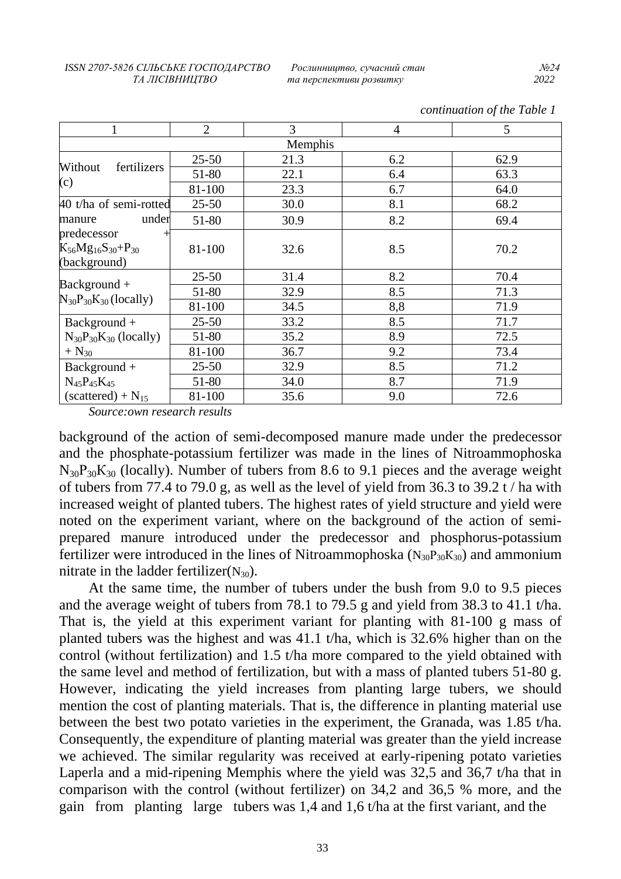*continuation of the Table 1*

| 1 | 2 | 3 | 4 | 5 |
|---|---|---|---|---|
| Memphis | | | | |
| Without fertilizers (c) | 25-50 | 21.3 | 6.2 | 62.9 |
| | 51-80 | 22.1 | 6.4 | 63.3 |
| | 81-100 | 23.3 | 6.7 | 64.0 |
| 40 t/ha of semi-rotted manure under predecessor + $K_{56}Mg_{16}S_{30}$+$P_{30}$ (background) | 25-50 | 30.0 | 8.1 | 68.2 |
| | 51-80 | 30.9 | 8.2 | 69.4 |
| | 81-100 | 32.6 | 8.5 | 70.2 |
| Background + $N_{30}P_{30}K_{30}$ (locally) | 25-50 | 31.4 | 8.2 | 70.4 |
| | 51-80 | 32.9 | 8.5 | 71.3 |
| | 81-100 | 34.5 | 8,8 | 71.9 |
| Background + $N_{30}P_{30}K_{30}$ (locally) + $N_{30}$ | 25-50 | 33.2 | 8.5 | 71.7 |
| | 51-80 | 35.2 | 8.9 | 72.5 |
| | 81-100 | 36.7 | 9.2 | 73.4 |
| Background + $N_{45}P_{45}K_{45}$ (scattered) + $N_{15}$ | 25-50 | 32.9 | 8.5 | 71.2 |
| | 51-80 | 34.0 | 8.7 | 71.9 |
| | 81-100 | 35.6 | 9.0 | 72.6 |

*Source:own research results*

background of the action of semi-decomposed manure made under the predecessor and the phosphate-potassium fertilizer was made in the lines of Nitroammophoska $N_{30}P_{30}K_{30}$ (locally). Number of tubers from 8.6 to 9.1 pieces and the average weight of tubers from 77.4 to 79.0 g, as well as the level of yield from 36.3 to 39.2 t / ha with increased weight of planted tubers. The highest rates of yield structure and yield were noted on the experiment variant, where on the background of the action of semi-prepared manure introduced under the predecessor and phosphorus-potassium fertilizer were introduced in the lines of Nitroammophoska ($N_{30}P_{30}K_{30}$) and ammonium nitrate in the ladder fertilizer($N_{30}$).

At the same time, the number of tubers under the bush from 9.0 to 9.5 pieces and the average weight of tubers from 78.1 to 79.5 g and yield from 38.3 to 41.1 t/ha. That is, the yield at this experiment variant for planting with 81-100 g mass of planted tubers was the highest and was 41.1 t/ha, which is 32.6% higher than on the control (without fertilization) and 1.5 t/ha more compared to the yield obtained with the same level and method of fertilization, but with a mass of planted tubers 51-80 g. However, indicating the yield increases from planting large tubers, we should mention the cost of planting materials. That is, the difference in planting material use between the best two potato varieties in the experiment, the Granada, was 1.85 t/ha. Consequently, the expenditure of planting material was greater than the yield increase we achieved. The similar regularity was received at early-ripening potato varieties Laperla and a mid-ripening Memphis where the yield was 32,5 and 36,7 t/ha that in comparison with the control (without fertilizer) on 34,2 and 36,5 % more, and the gain from planting large tubers was 1,4 and 1,6 t/ha at the first variant, and the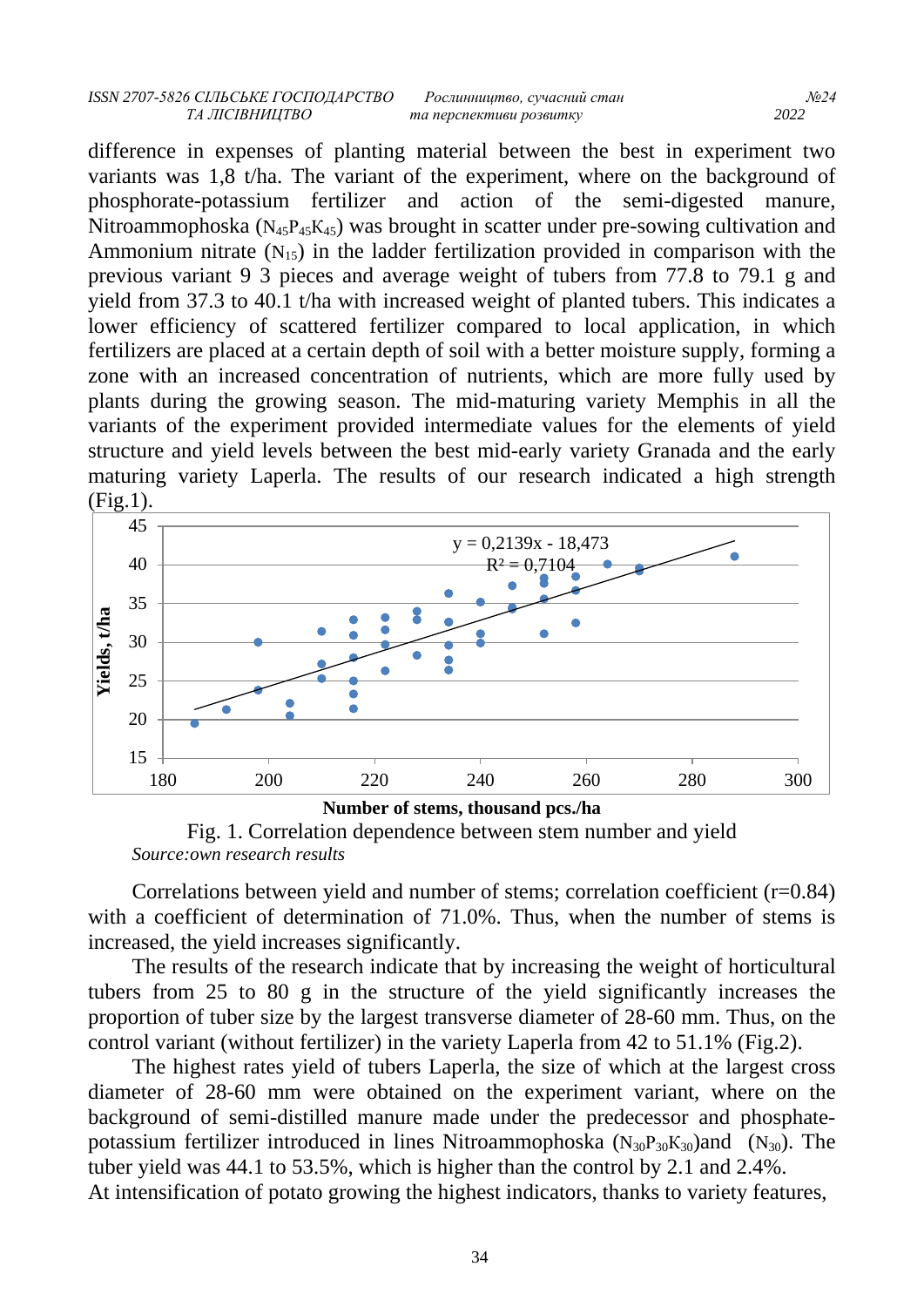difference in expenses of planting material between the best in experiment two variants was 1,8 t/ha. The variant of the experiment, where on the background of phosphorate-potassium fertilizer and action of the semi-digested manure, Nitroammophoska ($N_{45}P_{45}K_{45}$) was brought in scatter under pre-sowing cultivation and Ammonium nitrate ($N_{15}$) in the ladder fertilization provided in comparison with the previous variant 9 3 pieces and average weight of tubers from 77.8 to 79.1 g and yield from 37.3 to 40.1 t/ha with increased weight of planted tubers. This indicates a lower efficiency of scattered fertilizer compared to local application, in which fertilizers are placed at a certain depth of soil with a better moisture supply, forming a zone with an increased concentration of nutrients, which are more fully used by plants during the growing season. The mid-maturing variety Memphis in all the variants of the experiment provided intermediate values for the elements of yield structure and yield levels between the best mid-early variety Granada and the early maturing variety Laperla. The results of our research indicated a high strength (Fig.1).

$$y = 0{,}2139x - 18{,}473$$
$$R^2 = 0{,}7104$$

Fig. 1. Correlation dependence between stem number and yield

*Source:own research results*

Correlations between yield and number of stems; correlation coefficient (r=0.84) with a coefficient of determination of 71.0%. Thus, when the number of stems is increased, the yield increases significantly.

The results of the research indicate that by increasing the weight of horticultural tubers from 25 to 80 g in the structure of the yield significantly increases the proportion of tuber size by the largest transverse diameter of 28-60 mm. Thus, on the control variant (without fertilizer) in the variety Laperla from 42 to 51.1% (Fig.2).

The highest rates yield of tubers Laperla, the size of which at the largest cross diameter of 28-60 mm were obtained on the experiment variant, where on the background of semi-distilled manure made under the predecessor and phosphate-potassium fertilizer introduced in lines Nitroammophoska ($N_{30}P_{30}K_{30}$)and ($N_{30}$). The tuber yield was 44.1 to 53.5%, which is higher than the control by 2.1 and 2.4%.

At intensification of potato growing the highest indicators, thanks to variety features,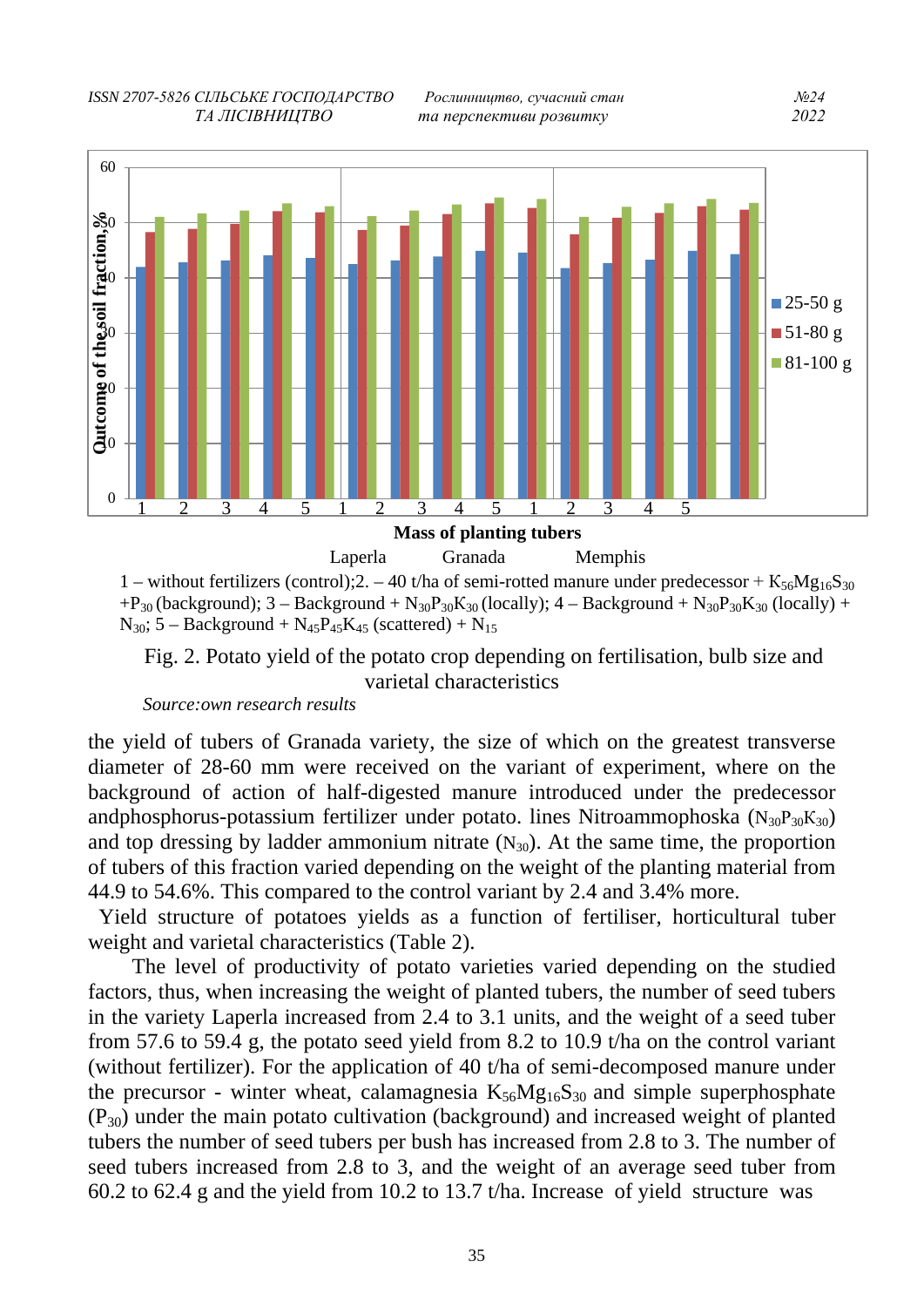Mass of planting tubers

Laperla Granada Memphis

1 – without fertilizers (control);2. – 40 t/ha of semi-rotted manure under predecessor + $K_{56}Mg_{16}S_{30}$ +$P_{30}$ (background); 3 – Background + $N_{30}P_{30}K_{30}$ (locally); 4 – Background + $N_{30}P_{30}K_{30}$ (locally) + $N_{30}$; 5 – Background + $N_{45}P_{45}K_{45}$ (scattered) + $N_{15}$

Fig. 2. Potato yield of the potato crop depending on fertilisation, bulb size and varietal characteristics

*Source:own research results*

the yield of tubers of Granada variety, the size of which on the greatest transverse diameter of 28-60 mm were received on the variant of experiment, where on the background of action of half-digested manure introduced under the predecessor andphosphorus-potassium fertilizer under potato. lines Nitroammophoska ($N_{30}P_{30}K_{30}$) and top dressing by ladder ammonium nitrate ($N_{30}$). At the same time, the proportion of tubers of this fraction varied depending on the weight of the planting material from 44.9 to 54.6%. This compared to the control variant by 2.4 and 3.4% more.

Yield structure of potatoes yields as a function of fertiliser, horticultural tuber weight and varietal characteristics (Table 2).

The level of productivity of potato varieties varied depending on the studied factors, thus, when increasing the weight of planted tubers, the number of seed tubers in the variety Laperla increased from 2.4 to 3.1 units, and the weight of a seed tuber from 57.6 to 59.4 g, the potato seed yield from 8.2 to 10.9 t/ha on the control variant (without fertilizer). For the application of 40 t/ha of semi-decomposed manure under the precursor - winter wheat, calamagnesia $K_{56}Mg_{16}S_{30}$ and simple superphosphate ($P_{30}$) under the main potato cultivation (background) and increased weight of planted tubers the number of seed tubers per bush has increased from 2.8 to 3. The number of seed tubers increased from 2.8 to 3, and the weight of an average seed tuber from 60.2 to 62.4 g and the yield from 10.2 to 13.7 t/ha. Increase of yield structure was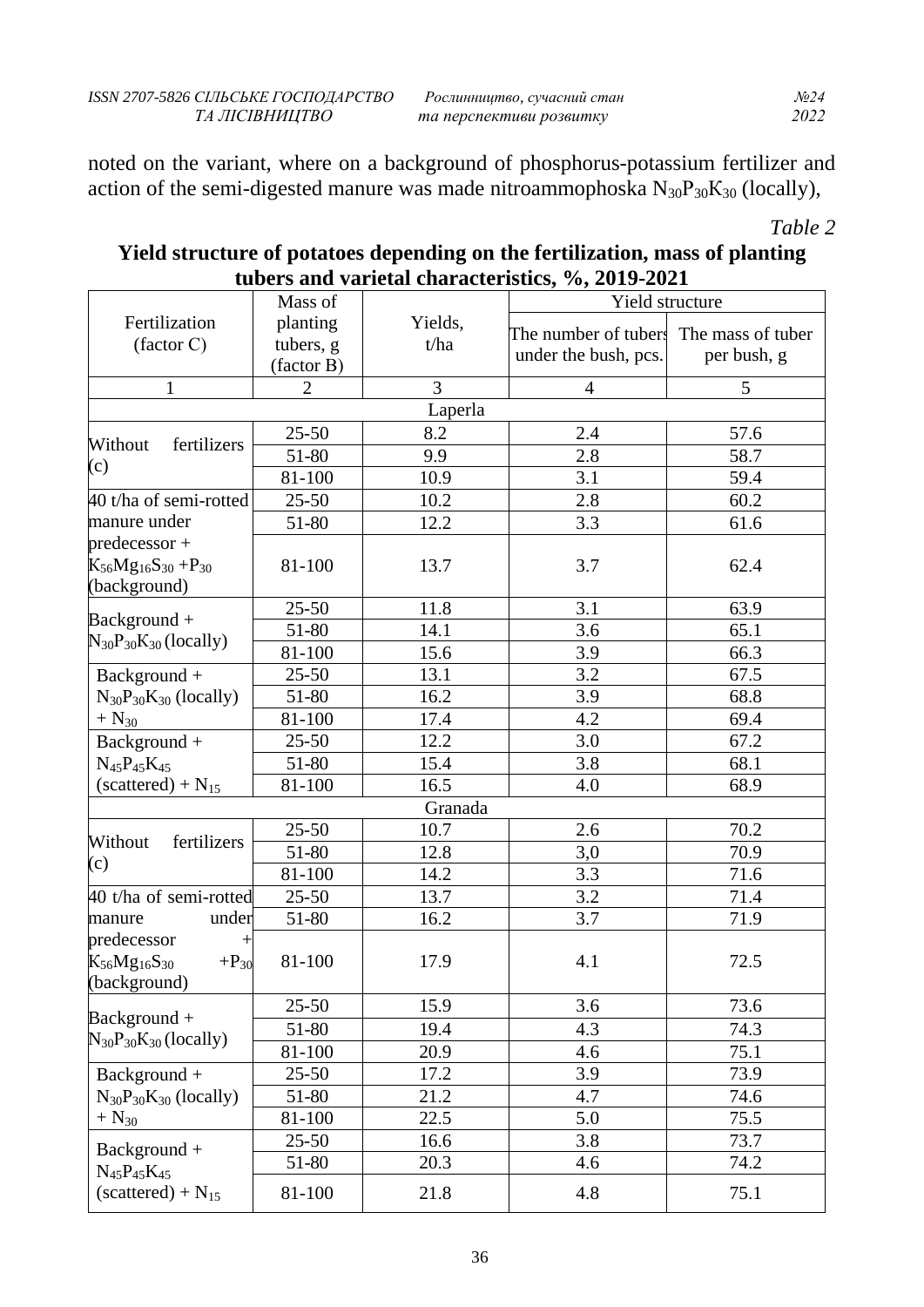noted on the variant, where on a background of phosphorus-potassium fertilizer and action of the semi-digested manure was made nitroammophoska $N_{30}P_{30}K_{30}$ (locally),

*Table 2*

**Yield structure of potatoes depending on the fertilization, mass of planting tubers and varietal characteristics, %, 2019-2021**

| Fertilization (factor C) | Mass of planting tubers, g (factor B) | Yields, t/ha | Yield structure | |
|---|---|---|---|---|
| | | | The number of tubers under the bush, pcs. | The mass of tuber per bush, g |
| 1 | 2 | 3 | 4 | 5 |
| Laperla | | | | |
| Without fertilizers (c) | 25-50 | 8.2 | 2.4 | 57.6 |
| | 51-80 | 9.9 | 2.8 | 58.7 |
| | 81-100 | 10.9 | 3.1 | 59.4 |
| 40 t/ha of semi-rotted manure under predecessor + $K_{56}Mg_{16}S_{30}$ + $P_{30}$ (background) | 25-50 | 10.2 | 2.8 | 60.2 |
| | 51-80 | 12.2 | 3.3 | 61.6 |
| | 81-100 | 13.7 | 3.7 | 62.4 |
| Background + $N_{30}P_{30}K_{30}$ (locally) | 25-50 | 11.8 | 3.1 | 63.9 |
| | 51-80 | 14.1 | 3.6 | 65.1 |
| | 81-100 | 15.6 | 3.9 | 66.3 |
| Background + $N_{30}P_{30}K_{30}$ (locally) + $N_{30}$ | 25-50 | 13.1 | 3.2 | 67.5 |
| | 51-80 | 16.2 | 3.9 | 68.8 |
| | 81-100 | 17.4 | 4.2 | 69.4 |
| Background + $N_{45}P_{45}K_{45}$ (scattered) + $N_{15}$ | 25-50 | 12.2 | 3.0 | 67.2 |
| | 51-80 | 15.4 | 3.8 | 68.1 |
| | 81-100 | 16.5 | 4.0 | 68.9 |
| Granada | | | | |
| Without fertilizers (c) | 25-50 | 10.7 | 2.6 | 70.2 |
| | 51-80 | 12.8 | 3,0 | 70.9 |
| | 81-100 | 14.2 | 3.3 | 71.6 |
| 40 t/ha of semi-rotted manure under predecessor + $K_{56}Mg_{16}S_{30}$ + $P_{30}$ (background) | 25-50 | 13.7 | 3.2 | 71.4 |
| | 51-80 | 16.2 | 3.7 | 71.9 |
| | 81-100 | 17.9 | 4.1 | 72.5 |
| Background + $N_{30}P_{30}K_{30}$ (locally) | 25-50 | 15.9 | 3.6 | 73.6 |
| | 51-80 | 19.4 | 4.3 | 74.3 |
| | 81-100 | 20.9 | 4.6 | 75.1 |
| Background + $N_{30}P_{30}K_{30}$ (locally) + $N_{30}$ | 25-50 | 17.2 | 3.9 | 73.9 |
| | 51-80 | 21.2 | 4.7 | 74.6 |
| | 81-100 | 22.5 | 5.0 | 75.5 |
| Background + $N_{45}P_{45}K_{45}$ (scattered) + $N_{15}$ | 25-50 | 16.6 | 3.8 | 73.7 |
| | 51-80 | 20.3 | 4.6 | 74.2 |
| | 81-100 | 21.8 | 4.8 | 75.1 |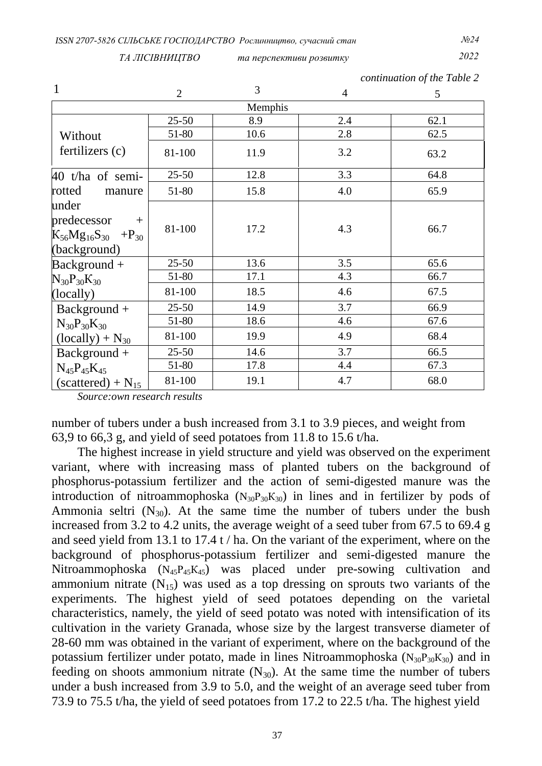*continuation of the Table 2*

| 1 | 2 | 3 | 4 | 5 |
|---|---|---|---|---|
| Memphis | | | | |
| Without fertilizers (c) | 25-50 | 8.9 | 2.4 | 62.1 |
| | 51-80 | 10.6 | 2.8 | 62.5 |
| | 81-100 | 11.9 | 3.2 | 63.2 |
| 40 t/ha of semi-rotted manure under predecessor + $K_{56}Mg_{16}S_{30}$ $+P_{30}$ (background) | 25-50 | 12.8 | 3.3 | 64.8 |
| | 51-80 | 15.8 | 4.0 | 65.9 |
| | 81-100 | 17.2 | 4.3 | 66.7 |
| Background + $N_{30}P_{30}K_{30}$ (locally) | 25-50 | 13.6 | 3.5 | 65.6 |
| | 51-80 | 17.1 | 4.3 | 66.7 |
| | 81-100 | 18.5 | 4.6 | 67.5 |
| Background + $N_{30}P_{30}K_{30}$ (locally) + $N_{30}$ | 25-50 | 14.9 | 3.7 | 66.9 |
| | 51-80 | 18.6 | 4.6 | 67.6 |
| | 81-100 | 19.9 | 4.9 | 68.4 |
| Background + $N_{45}P_{45}K_{45}$ (scattered) + $N_{15}$ | 25-50 | 14.6 | 3.7 | 66.5 |
| | 51-80 | 17.8 | 4.4 | 67.3 |
| | 81-100 | 19.1 | 4.7 | 68.0 |

*Source:own research results*

number of tubers under a bush increased from 3.1 to 3.9 pieces, and weight from 63,9 to 66,3 g, and yield of seed potatoes from 11.8 to 15.6 t/ha.

The highest increase in yield structure and yield was observed on the experiment variant, where with increasing mass of planted tubers on the background of phosphorus-potassium fertilizer and the action of semi-digested manure was the introduction of nitroammophoska ($N_{30}P_{30}K_{30}$) in lines and in fertilizer by pods of Ammonia seltri ($N_{30}$). At the same time the number of tubers under the bush increased from 3.2 to 4.2 units, the average weight of a seed tuber from 67.5 to 69.4 g and seed yield from 13.1 to 17.4 t / ha. On the variant of the experiment, where on the background of phosphorus-potassium fertilizer and semi-digested manure the Nitroammophoska ($N_{45}P_{45}K_{45}$) was placed under pre-sowing cultivation and ammonium nitrate ($N_{15}$) was used as a top dressing on sprouts two variants of the experiments. The highest yield of seed potatoes depending on the varietal characteristics, namely, the yield of seed potato was noted with intensification of its cultivation in the variety Granada, whose size by the largest transverse diameter of 28-60 mm was obtained in the variant of experiment, where on the background of the potassium fertilizer under potato, made in lines Nitroammophoska ($N_{30}P_{30}K_{30}$) and in feeding on shoots ammonium nitrate ($N_{30}$). At the same time the number of tubers under a bush increased from 3.9 to 5.0, and the weight of an average seed tuber from 73.9 to 75.5 t/ha, the yield of seed potatoes from 17.2 to 22.5 t/ha. The highest yield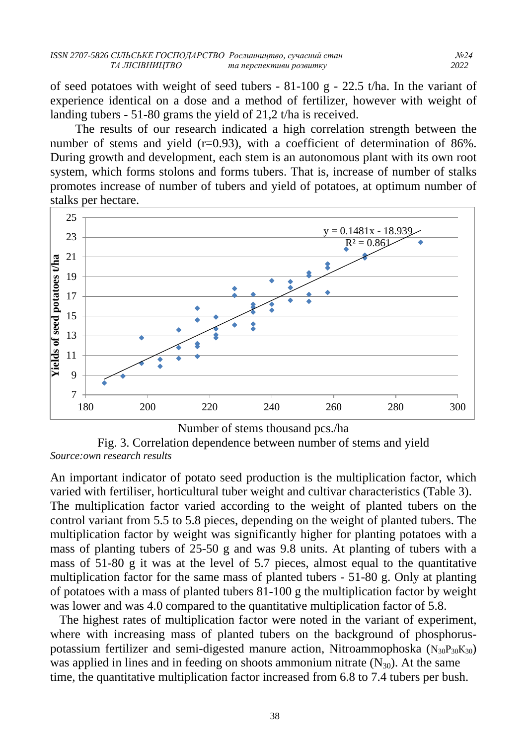of seed potatoes with weight of seed tubers - 81-100 g - 22.5 t/ha. In the variant of experience identical on a dose and a method of fertilizer, however with weight of landing tubers - 51-80 grams the yield of 21,2 t/ha is received.

The results of our research indicated a high correlation strength between the number of stems and yield (r=0.93), with a coefficient of determination of 86%. During growth and development, each stem is an autonomous plant with its own root system, which forms stolons and forms tubers. That is, increase of number of stalks promotes increase of number of tubers and yield of potatoes, at optimum number of stalks per hectare.

Fig. 3. Correlation dependence between number of stems and yield

*Source:own research results*

An important indicator of potato seed production is the multiplication factor, which varied with fertiliser, horticultural tuber weight and cultivar characteristics (Table 3). The multiplication factor varied according to the weight of planted tubers on the control variant from 5.5 to 5.8 pieces, depending on the weight of planted tubers. The multiplication factor by weight was significantly higher for planting potatoes with a mass of planting tubers of 25-50 g and was 9.8 units. At planting of tubers with a mass of 51-80 g it was at the level of 5.7 pieces, almost equal to the quantitative multiplication factor for the same mass of planted tubers - 51-80 g. Only at planting of potatoes with a mass of planted tubers 81-100 g the multiplication factor by weight was lower and was 4.0 compared to the quantitative multiplication factor of 5.8.

The highest rates of multiplication factor were noted in the variant of experiment, where with increasing mass of planted tubers on the background of phosphorus-potassium fertilizer and semi-digested manure action, Nitroammophoska ($N_{30}P_{30}K_{30}$) was applied in lines and in feeding on shoots ammonium nitrate ($N_{30}$). At the same time, the quantitative multiplication factor increased from 6.8 to 7.4 tubers per bush.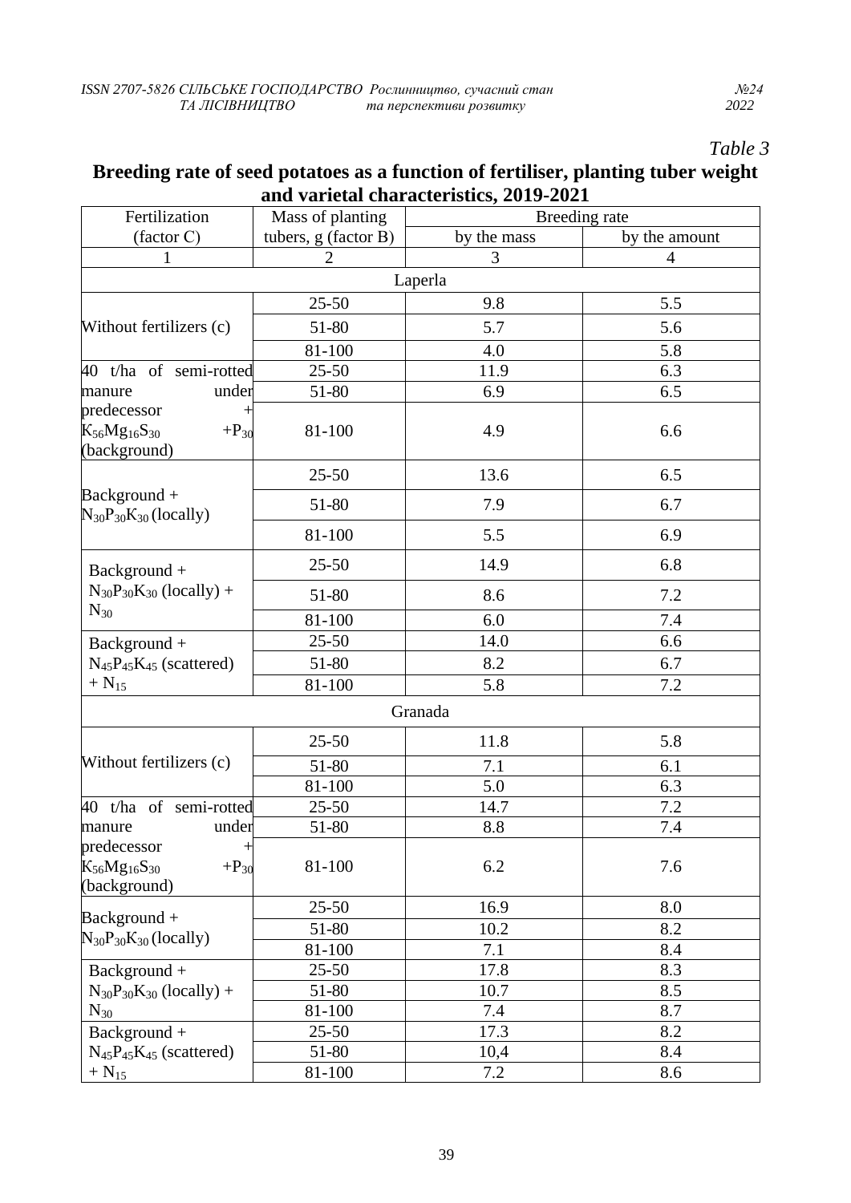*Table 3*

**Breeding rate of seed potatoes as a function of fertiliser, planting tuber weight and varietal characteristics, 2019-2021**

| Fertilization (factor C) | Mass of planting tubers, g (factor B) | Breeding rate | |
|---|---|---|---|
| | | by the mass | by the amount |
| 1 | 2 | 3 | 4 |
| Laperla | | | |
| Without fertilizers (c) | 25-50 | 9.8 | 5.5 |
| | 51-80 | 5.7 | 5.6 |
| | 81-100 | 4.0 | 5.8 |
| 40 t/ha of semi-rotted manure under predecessor + $K_{56}Mg_{16}S_{30}$ +$P_{30}$ (background) | 25-50 | 11.9 | 6.3 |
| | 51-80 | 6.9 | 6.5 |
| | 81-100 | 4.9 | 6.6 |
| Background + $N_{30}P_{30}K_{30}$ (locally) | 25-50 | 13.6 | 6.5 |
| | 51-80 | 7.9 | 6.7 |
| | 81-100 | 5.5 | 6.9 |
| Background + $N_{30}P_{30}K_{30}$ (locally) + $N_{30}$ | 25-50 | 14.9 | 6.8 |
| | 51-80 | 8.6 | 7.2 |
| | 81-100 | 6.0 | 7.4 |
| Background + $N_{45}P_{45}K_{45}$ (scattered) + $N_{15}$ | 25-50 | 14.0 | 6.6 |
| | 51-80 | 8.2 | 6.7 |
| | 81-100 | 5.8 | 7.2 |
| Granada | | | |
| Without fertilizers (c) | 25-50 | 11.8 | 5.8 |
| | 51-80 | 7.1 | 6.1 |
| | 81-100 | 5.0 | 6.3 |
| 40 t/ha of semi-rotted manure under predecessor + $K_{56}Mg_{16}S_{30}$ +$P_{30}$ (background) | 25-50 | 14.7 | 7.2 |
| | 51-80 | 8.8 | 7.4 |
| | 81-100 | 6.2 | 7.6 |
| Background + $N_{30}P_{30}K_{30}$ (locally) | 25-50 | 16.9 | 8.0 |
| | 51-80 | 10.2 | 8.2 |
| | 81-100 | 7.1 | 8.4 |
| Background + $N_{30}P_{30}K_{30}$ (locally) + $N_{30}$ | 25-50 | 17.8 | 8.3 |
| | 51-80 | 10.7 | 8.5 |
| | 81-100 | 7.4 | 8.7 |
| Background + $N_{45}P_{45}K_{45}$ (scattered) + $N_{15}$ | 25-50 | 17.3 | 8.2 |
| | 51-80 | 10,4 | 8.4 |
| | 81-100 | 7.2 | 8.6 |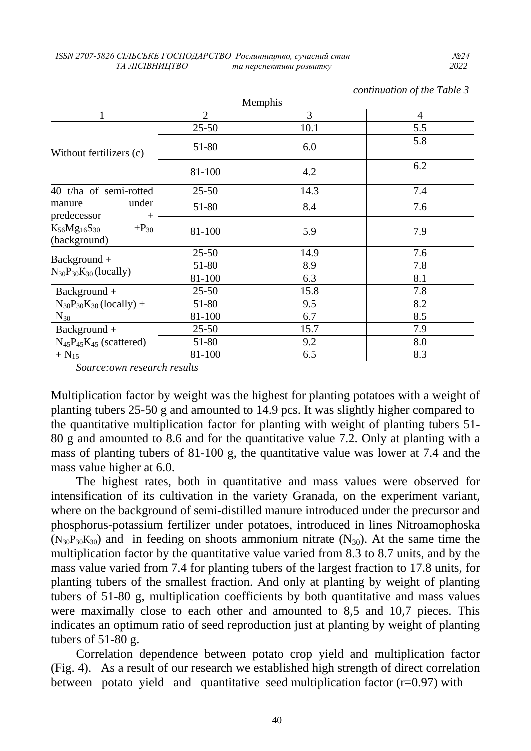*continuation of the Table 3*

| Memphis | | | |
|---|---|---|---|
| 1 | 2 | 3 | 4 |
| Without fertilizers (c) | 25-50 | 10.1 | 5.5 |
| | 51-80 | 6.0 | 5.8 |
| | 81-100 | 4.2 | 6.2 |
| 40 t/ha of semi-rotted manure under predecessor + $K_{56}Mg_{16}S_{30}$ +$P_{30}$ (background) | 25-50 | 14.3 | 7.4 |
| | 51-80 | 8.4 | 7.6 |
| | 81-100 | 5.9 | 7.9 |
| Background + $N_{30}P_{30}K_{30}$ (locally) | 25-50 | 14.9 | 7.6 |
| | 51-80 | 8.9 | 7.8 |
| | 81-100 | 6.3 | 8.1 |
| Background + $N_{30}P_{30}K_{30}$ (locally) + $N_{30}$ | 25-50 | 15.8 | 7.8 |
| | 51-80 | 9.5 | 8.2 |
| | 81-100 | 6.7 | 8.5 |
| Background + $N_{45}P_{45}K_{45}$ (scattered) + $N_{15}$ | 25-50 | 15.7 | 7.9 |
| | 51-80 | 9.2 | 8.0 |
| | 81-100 | 6.5 | 8.3 |

*Source:own research results*

Multiplication factor by weight was the highest for planting potatoes with a weight of planting tubers 25-50 g and amounted to 14.9 pcs. It was slightly higher compared to the quantitative multiplication factor for planting with weight of planting tubers 51-80 g and amounted to 8.6 and for the quantitative value 7.2. Only at planting with a mass of planting tubers of 81-100 g, the quantitative value was lower at 7.4 and the mass value higher at 6.0.

The highest rates, both in quantitative and mass values were observed for intensification of its cultivation in the variety Granada, on the experiment variant, where on the background of semi-distilled manure introduced under the precursor and phosphorus-potassium fertilizer under potatoes, introduced in lines Nitroamophoska ($N_{30}P_{30}K_{30}$) and in feeding on shoots ammonium nitrate ($N_{30}$). At the same time the multiplication factor by the quantitative value varied from 8.3 to 8.7 units, and by the mass value varied from 7.4 for planting tubers of the largest fraction to 17.8 units, for planting tubers of the smallest fraction. And only at planting by weight of planting tubers of 51-80 g, multiplication coefficients by both quantitative and mass values were maximally close to each other and amounted to 8,5 and 10,7 pieces. This indicates an optimum ratio of seed reproduction just at planting by weight of planting tubers of 51-80 g.

Correlation dependence between potato crop yield and multiplication factor (Fig. 4). As a result of our research we established high strength of direct correlation between potato yield and quantitative seed multiplication factor (r=0.97) with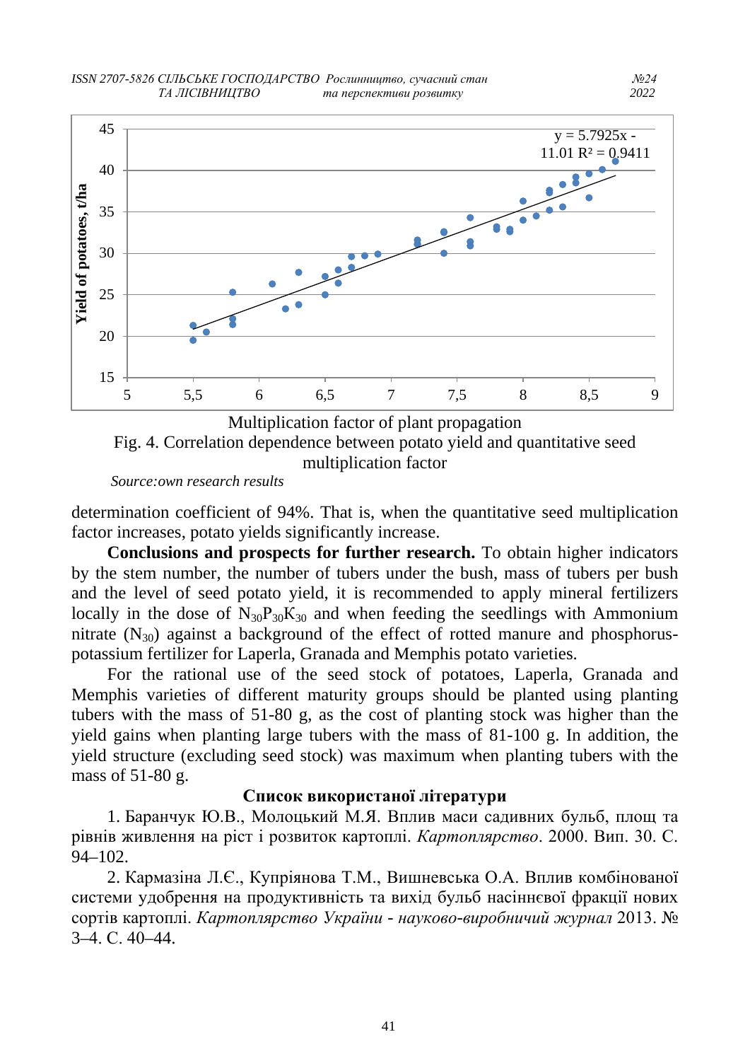Multiplication factor of plant propagation

Fig. 4. Correlation dependence between potato yield and quantitative seed multiplication factor

*Source:own research results*

determination coefficient of 94%. That is, when the quantitative seed multiplication factor increases, potato yields significantly increase.

**Conclusions and prospects for further research.** To obtain higher indicators by the stem number, the number of tubers under the bush, mass of tubers per bush and the level of seed potato yield, it is recommended to apply mineral fertilizers locally in the dose of $N_{30}P_{30}K_{30}$ and when feeding the seedlings with Ammonium nitrate ($N_{30}$) against a background of the effect of rotted manure and phosphorus-potassium fertilizer for Laperla, Granada and Memphis potato varieties.

For the rational use of the seed stock of potatoes, Laperla, Granada and Memphis varieties of different maturity groups should be planted using planting tubers with the mass of 51-80 g, as the cost of planting stock was higher than the yield gains when planting large tubers with the mass of 81-100 g. In addition, the yield structure (excluding seed stock) was maximum when planting tubers with the mass of 51-80 g.

### Список використаної літератури

1. Баранчук Ю.В., Молоцький М.Я. Вплив маси садивних бульб, площ та рівнів живлення на ріст і розвиток картоплі. *Картоплярство*. 2000. Вип. 30. С. 94–102.

2. Кармазіна Л.Є., Купріянова Т.М., Вишневська О.А. Вплив комбінованої системи удобрення на продуктивність та вихід бульб насіннєвої фракції нових сортів картоплі. *Картоплярство України - науково-виробничий журнал* 2013. № 3–4. С. 40–44.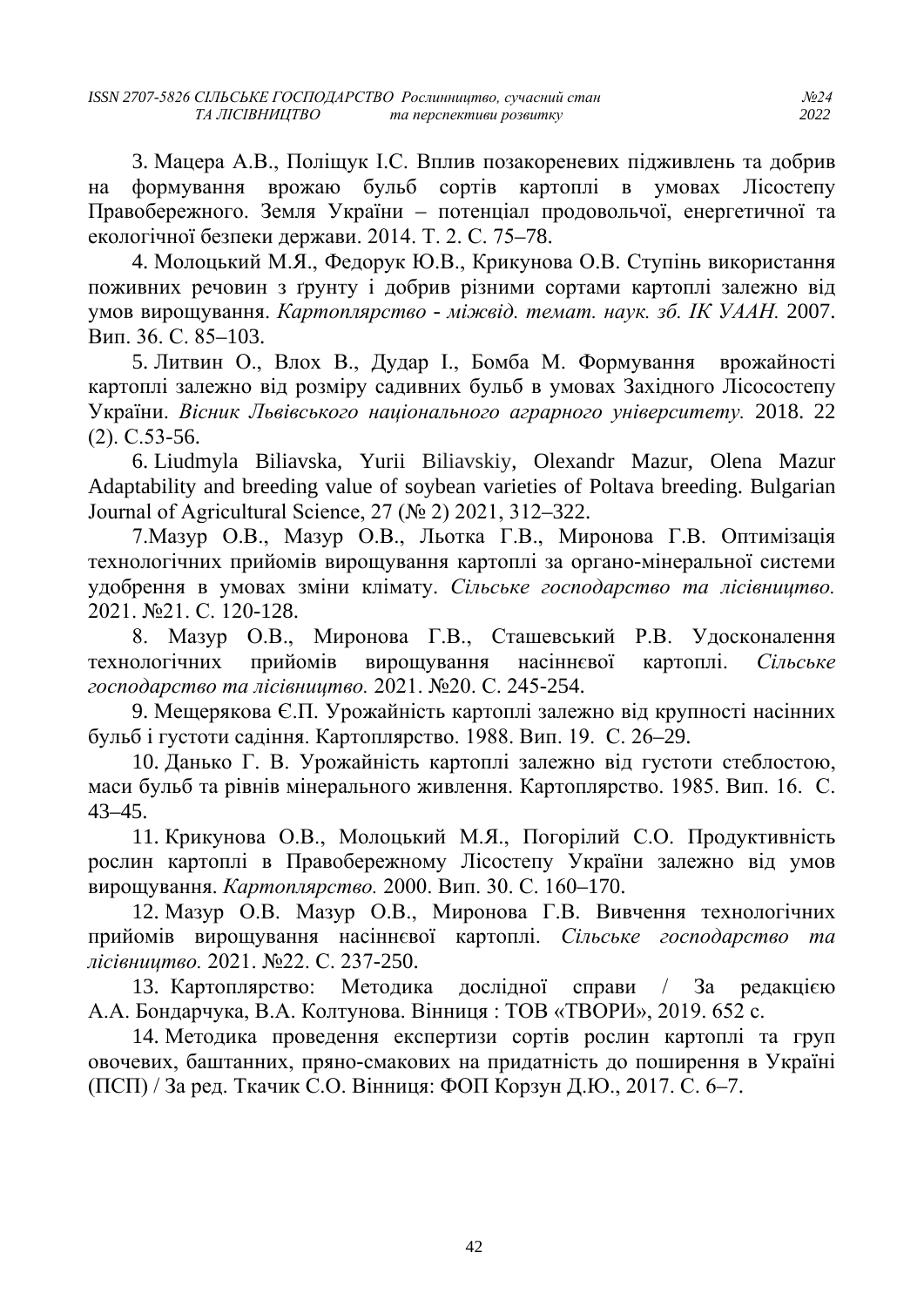3. Мацера А.В., Поліщук І.С. Вплив позакореневих підживлень та добрив на формування врожаю бульб сортів картоплі в умовах Лісостепу Правобережного. Земля України – потенціал продовольчої, енергетичної та екологічної безпеки держави. 2014. Т. 2. С. 75–78.

4. Молоцький М.Я., Федорук Ю.В., Крикунова О.В. Ступінь використання поживних речовин з ґрунту і добрив різними сортами картоплі залежно від умов вирощування. *Картоплярство - міжвід. темат. наук. зб. ІК УААН.* 2007. Вип. 36. С. 85–103.

5. Литвин О., Влох В., Дудар І., Бомба М. Формування врожайності картоплі залежно від розміру садивних бульб в умовах Західного Лісосостепу України. *Вісник Львівського національного аграрного університету.* 2018. 22 (2). С.53-56.

6. Liudmyla Biliavska, Yurii Biliavskiy, Olexandr Mazur, Olena Mazur Adaptability and breeding value of soybean varieties of Poltava breeding. Bulgarian Journal of Agricultural Science, 27 (№ 2) 2021, 312–322.

7.Мазур О.В., Мазур О.В., Льотка Г.В., Миронова Г.В. Оптимізація технологічних прийомів вирощування картоплі за органо-мінеральної системи удобрення в умовах зміни клімату. *Сільське господарство та лісівництво.* 2021. №21. С. 120-128.

8. Мазур О.В., Миронова Г.В., Сташевський Р.В. Удосконалення технологічних прийомів вирощування насіннєвої картоплі. *Сільське господарство та лісівництво.* 2021. №20. С. 245-254.

9. Мещерякова Є.П. Урожайність картоплі залежно від крупності насінних бульб і густоти садіння. Картоплярство. 1988. Вип. 19. С. 26–29.

10. Данько Г. В. Урожайність картоплі залежно від густоти стеблостою, маси бульб та рівнів мінерального живлення. Картоплярство. 1985. Вип. 16. С. 43–45.

11. Крикунова О.В., Молоцький М.Я., Погорілий С.О. Продуктивність рослин картоплі в Правобережному Лісостепу України залежно від умов вирощування. *Картоплярство.* 2000. Вип. 30. С. 160–170.

12. Мазур О.В. Мазур О.В., Миронова Г.В. Вивчення технологічних прийомів вирощування насіннєвої картоплі. *Сільське господарство та лісівництво.* 2021. №22. С. 237-250.

13. Картоплярство: Методика дослідної справи / За редакцією А.А. Бондарчука, В.А. Колтунова. Вінниця : ТОВ «ТВОРИ», 2019. 652 с.

14. Методика проведення експертизи сортів рослин картоплі та груп овочевих, баштанних, пряно-смакових на придатність до поширення в Україні (ПСП) / За ред. Ткачик С.О. Вінниця: ФОП Корзун Д.Ю., 2017. С. 6–7.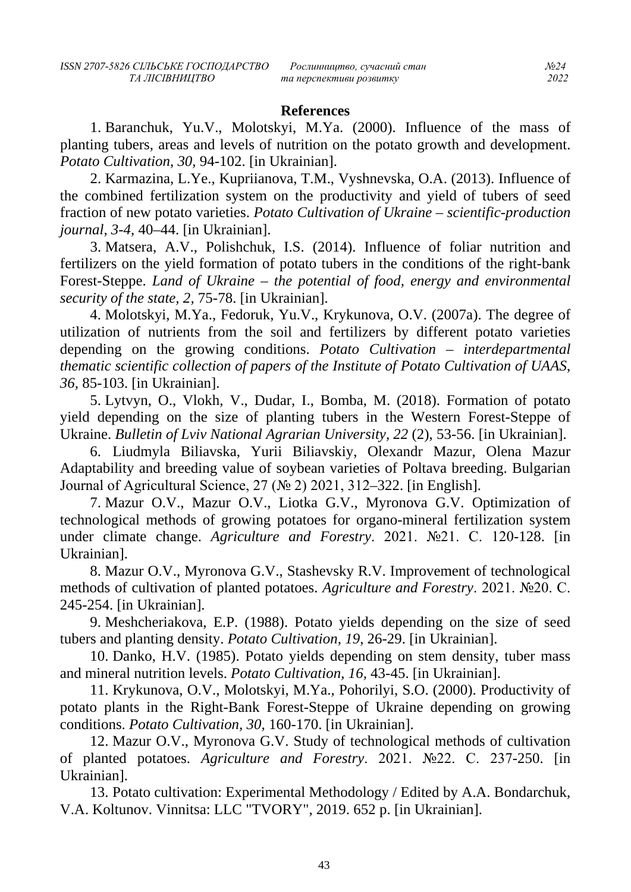**References**

1. Baranchuk, Yu.V., Molotskyi, M.Ya. (2000). Influence of the mass of planting tubers, areas and levels of nutrition on the potato growth and development. *Potato Cultivation, 30*, 94-102. [in Ukrainian].

2. Karmazina, L.Ye., Kupriianova, T.M., Vyshnevska, O.A. (2013). Influence of the combined fertilization system on the productivity and yield of tubers of seed fraction of new potato varieties. *Potato Cultivation of Ukraine – scientific-production journal, 3-4*, 40–44. [in Ukrainian].

3. Matsera, A.V., Polishchuk, I.S. (2014). Influence of foliar nutrition and fertilizers on the yield formation of potato tubers in the conditions of the right-bank Forest-Steppe. *Land of Ukraine – the potential of food, energy and environmental security of the state, 2*, 75-78. [in Ukrainian].

4. Molotskyi, M.Ya., Fedoruk, Yu.V., Krykunova, O.V. (2007a). The degree of utilization of nutrients from the soil and fertilizers by different potato varieties depending on the growing conditions. *Potato Cultivation – interdepartmental thematic scientific collection of papers of the Institute of Potato Cultivation of UAAS, 36*, 85-103. [in Ukrainian].

5. Lytvyn, O., Vlokh, V., Dudar, I., Bomba, M. (2018). Formation of potato yield depending on the size of planting tubers in the Western Forest-Steppe of Ukraine. *Bulletin of Lviv National Agrarian University, 22* (2), 53-56. [in Ukrainian].

6. Liudmyla Biliavska, Yurii Biliavskiy, Olexandr Mazur, Olena Mazur Adaptability and breeding value of soybean varieties of Poltava breeding. Bulgarian Journal of Agricultural Science, 27 (№ 2) 2021, 312–322. [in English].

7. Mazur O.V., Mazur O.V., Liotka G.V., Myronova G.V. Optimization of technological methods of growing potatoes for organo-mineral fertilization system under climate change. *Agriculture and Forestry*. 2021. №21. С. 120-128. [in Ukrainian].

8. Mazur O.V., Myronova G.V., Stashevsky R.V. Improvement of technological methods of cultivation of planted potatoes. *Agriculture and Forestry*. 2021. №20. С. 245-254. [in Ukrainian].

9. Meshcheriakova, E.P. (1988). Potato yields depending on the size of seed tubers and planting density. *Potato Cultivation, 19*, 26-29. [in Ukrainian].

10. Danko, H.V. (1985). Potato yields depending on stem density, tuber mass and mineral nutrition levels. *Potato Cultivation, 16*, 43-45. [in Ukrainian].

11. Krykunova, O.V., Molotskyi, M.Ya., Pohorilyi, S.O. (2000). Productivity of potato plants in the Right-Bank Forest-Steppe of Ukraine depending on growing conditions. *Potato Cultivation, 30*, 160-170. [in Ukrainian].

12. Mazur O.V., Myronova G.V. Study of technological methods of cultivation of planted potatoes. *Agriculture and Forestry*. 2021. №22. С. 237-250. [in Ukrainian].

13. Potato cultivation: Experimental Methodology / Edited by A.A. Bondarchuk, V.A. Koltunov. Vinnitsa: LLC "TVORY", 2019. 652 p. [in Ukrainian].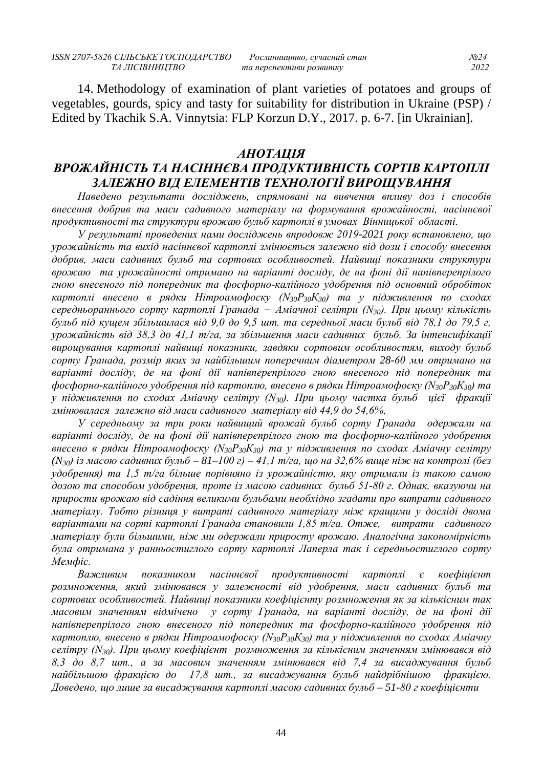14. Methodology of examination of plant varieties of potatoes and groups of vegetables, gourds, spicy and tasty for suitability for distribution in Ukraine (PSP) / Edited by Tkachik S.A. Vinnytsia: FLP Korzun D.Y., 2017. p. 6-7. [in Ukrainian].

## *АНОТАЦІЯ*

## *ВРОЖАЙНІСТЬ ТА НАСІННЄВА ПРОДУКТИВНІСТЬ СОРТІВ КАРТОПЛІ ЗАЛЕЖНО ВІД ЕЛЕМЕНТІВ ТЕХНОЛОГІЇ ВИРОЩУВАННЯ*

*Наведено результати досліджень, спрямовані на вивчення впливу доз і способів внесення добрив та маси садивного матеріалу на формування врожайності, насіннєвої продуктивності та структури врожаю бульб картоплі в умовах Вінницької області.*

*У результаті проведених нами досліджень впродовж 2019-2021 року встановлено, що урожайність та вихід насіннєвої картоплі змінюється залежно від дози і способу внесення добрив, маси садивних бульб та сортових особливостей. Найвищі показники структури врожаю та урожайності отримано на варіанті досліду, де на фоні дії напівперепрілого гною внесеного під попередник та фосфорно-калійного удобрення під основний обробіток картоплі внесено в рядки Нітроамофоску ($N_{30}P_{30}K_{30}$) та у підживлення по сходах середньораннього сорту картоплі Гранада − Аміачної селітри ($N_{30}$). При цьому кількість бульб під кущем збільшилася від 9,0 до 9,5 шт. та середньої маси бульб від 78,1 до 79,5 г, урожайність від 38,3 до 41,1 т/га, за збільшення маси садивних бульб. За інтенсифікації вирощування картоплі найвищі показники, завдяки сортовим особливостям, виходу бульб сорту Гранада, розмір яких за найбільшим поперечним діаметром 28-60 мм отримано на варіанті досліду, де на фоні дії напівперепрілого гною внесеного під попередник та фосфорно-калійного удобрення під картоплю, внесено в рядки Нітроамофоску ($N_{30}P_{30}K_{30}$) та у підживлення по сходах Аміачну селітру ($N_{30}$). При цьому частка бульб цієї фракції змінювалася залежно від маси садивного матеріалу від 44,9 до 54,6%,*

*У середньому за три роки найвищий врожай бульб сорту Гранада одержали на варіанті досліду, де на фоні дії напівперепрілого гною та фосфорно-калійного удобрення внесено в рядки Нітроамофоску ($N_{30}P_{30}K_{30}$) та у підживлення по сходах Аміачну селітру ($N_{30}$) із масою садивних бульб – 81–100 г) – 41,1 т/га, що на 32,6% вище ніж на контролі (без удобрення) та 1,5 т/га більше порівняно із урожайністю, яку отримали із такою самою дозою та способом удобрення, проте із масою садивних бульб 51-80 г. Однак, вказуючи на прирости врожаю від садіння великими бульбами необхідно згадати про витрати садивного матеріалу. Тобто різниця у витраті садивного матеріалу між кращими у досліді двома варіантами на сорті картоплі Гранада становили 1,85 т/га. Отже, витрати садивного матеріалу були більшими, ніж ми одержали приросту врожаю. Аналогічна закономірність була отримана у ранньостиглого сорту картоплі Лаперла так і середньостиглого сорту Мемфіс.*

*Важливим показником насіннєвої продуктивності картоплі є коефіцієнт розмноження, який змінювався у залежності від удобрення, маси садивних бульб та сортових особливостей. Найвищі показники коефіцієнту розмноження як за кількісним так масовим значенням відмічено у сорту Гранада, на варіанті досліду, де на фоні дії напівперепрілого гною внесеного під попередник та фосфорно-калійного удобрення під картоплю, внесено в рядки Нітроамофоску ($N_{30}P_{30}K_{30}$) та у підживлення по сходах Аміачну селітру ($N_{30}$). При цьому коефіцієнт розмноження за кількісним значенням змінювався від 8,3 до 8,7 шт., а за масовим значенням змінювався від 7,4 за висаджування бульб найбільшою фракцією до 17,8 шт., за висаджування бульб найдрібнішою фракцією. Доведено, що лише за висаджування картоплі масою садивних бульб – 51-80 г коефіцієнти*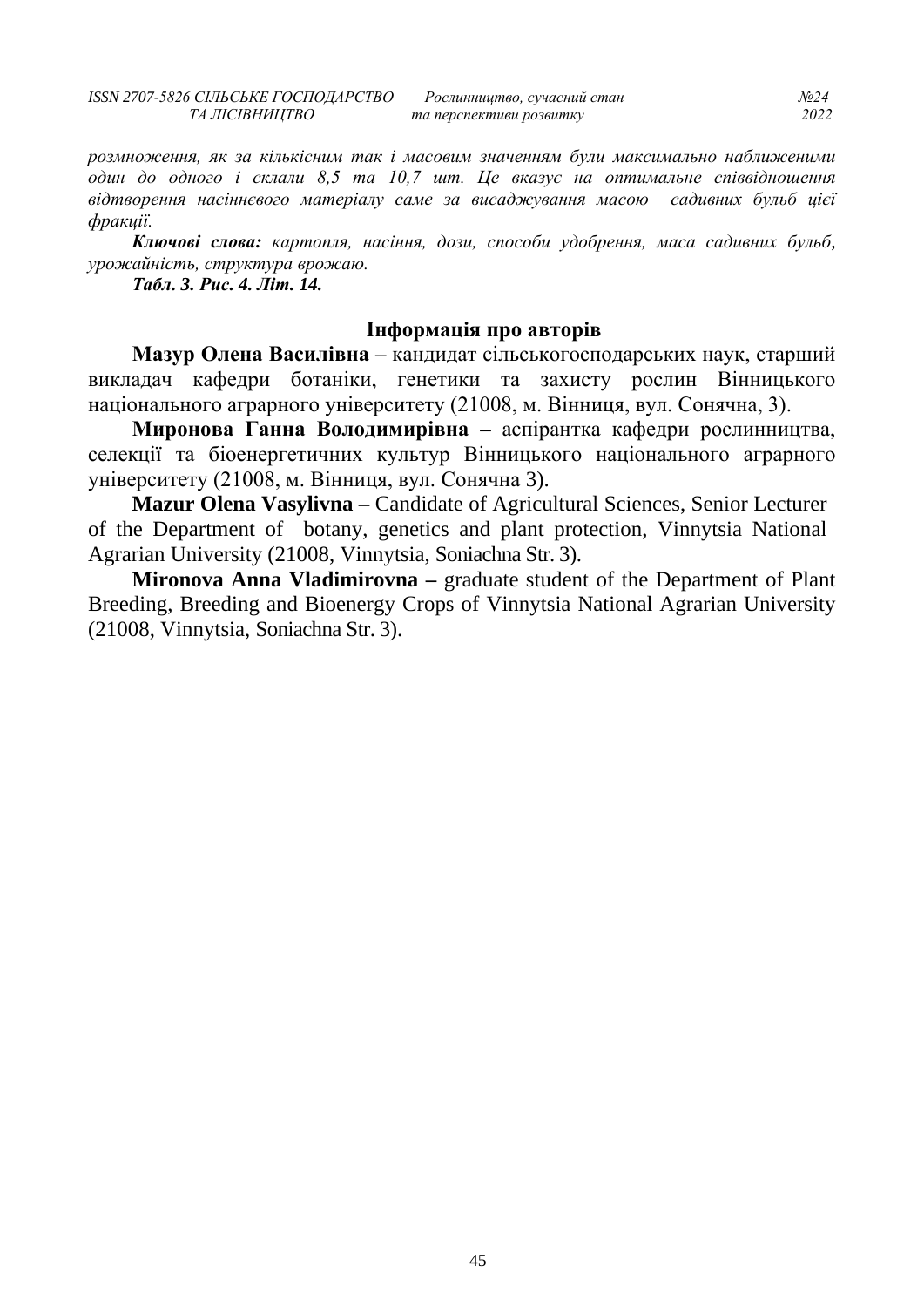*розмноження, як за кількісним так і масовим значенням були максимально наближеними один до одного і склали 8,5 та 10,7 шт. Це вказує на оптимальне співвідношення відтворення насіннєвого матеріалу саме за висаджування масою садивних бульб цієї фракції.*

***Ключові слова:*** *картопля, насіння, дози, способи удобрення, маса садивних бульб, урожайність, структура врожаю.*

***Табл. 3. Рис. 4. Літ. 14.***

## Інформація про авторів

**Мазур Олена Василівна** – кандидат сільськогосподарських наук, старший викладач кафедри ботаніки, генетики та захисту рослин Вінницького національного аграрного університету (21008, м. Вінниця, вул. Сонячна, 3).

**Миронова Ганна Володимирівна –** аспірантка кафедри рослинництва, селекції та біоенергетичних культур Вінницького національного аграрного університету (21008, м. Вінниця, вул. Сонячна 3).

**Mazur Olena Vasylivna** – Candidate of Agricultural Sciences, Senior Lecturer of the Department of botany, genetics and plant protection, Vinnytsia National Agrarian University (21008, Vinnytsia, Soniachna Str. 3).

**Mironova Anna Vladimirovna –** graduate student of the Department of Plant Breeding, Breeding and Bioenergy Crops of Vinnytsia National Agrarian University (21008, Vinnytsia, Soniachna Str. 3).